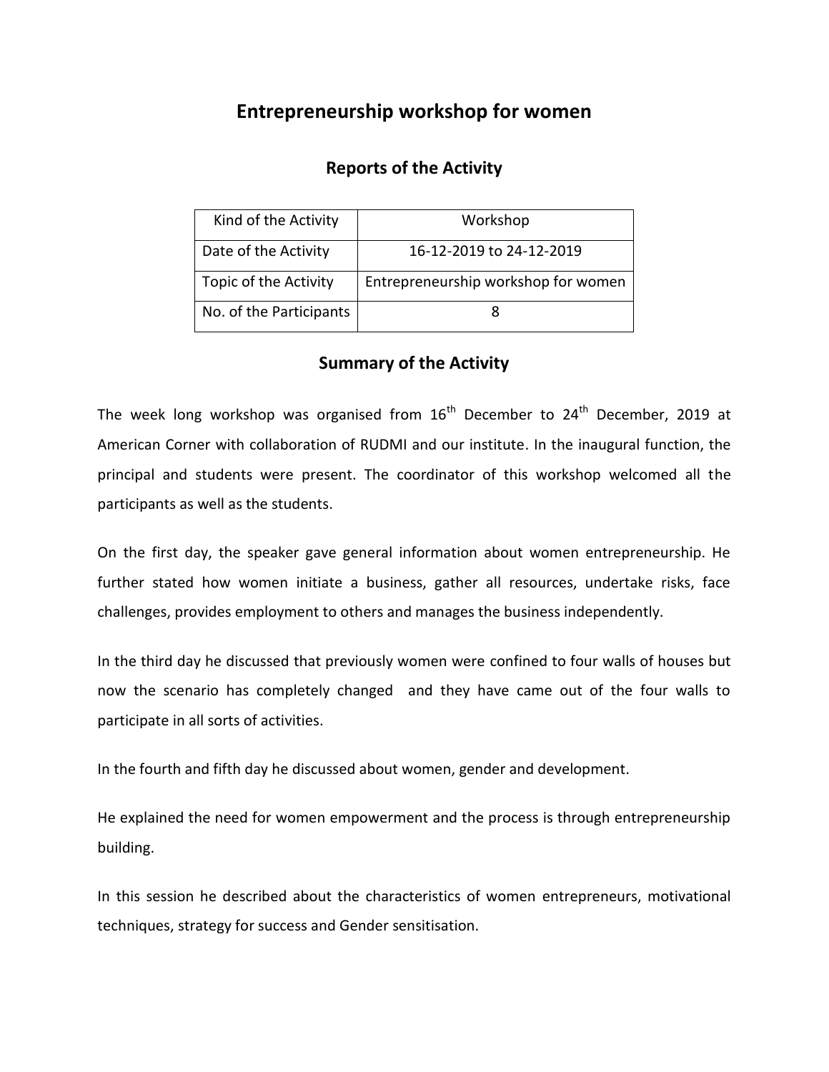# Entrepreneurship workshop for women

## Reports of the Activity

| Kind of the Activity | Workshop |
|---|---|
| Date of the Activity | 16-12-2019 to 24-12-2019 |
| Topic of the Activity | Entrepreneurship workshop for women |
| No. of the Participants | 8 |

## Summary of the Activity

The week long workshop was organised from 16th December to 24th December, 2019 at American Corner with collaboration of RUDMI and our institute. In the inaugural function, the principal and students were present. The coordinator of this workshop welcomed all the participants as well as the students.

On the first day, the speaker gave general information about women entrepreneurship. He further stated how women initiate a business, gather all resources, undertake risks, face challenges, provides employment to others and manages the business independently.

In the third day he discussed that previously women were confined to four walls of houses but now the scenario has completely changed and they have came out of the four walls to participate in all sorts of activities.

In the fourth and fifth day he discussed about women, gender and development.

He explained the need for women empowerment and the process is through entrepreneurship building.

In this session he described about the characteristics of women entrepreneurs, motivational techniques, strategy for success and Gender sensitisation.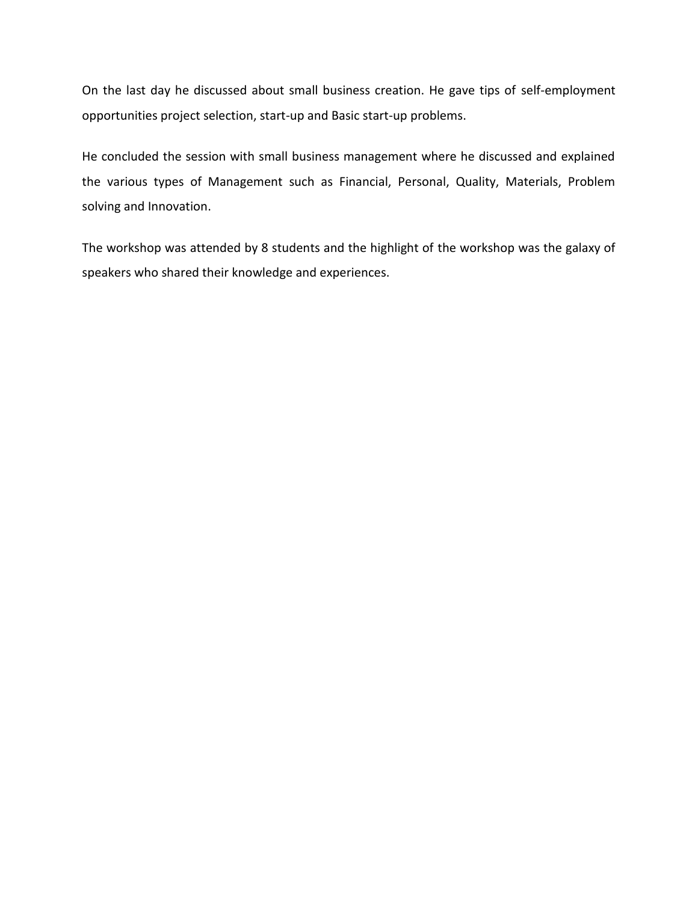On the last day he discussed about small business creation. He gave tips of self-employment opportunities project selection, start-up and Basic start-up problems.

He concluded the session with small business management where he discussed and explained the various types of Management such as Financial, Personal, Quality, Materials, Problem solving and Innovation.

The workshop was attended by 8 students and the highlight of the workshop was the galaxy of speakers who shared their knowledge and experiences.